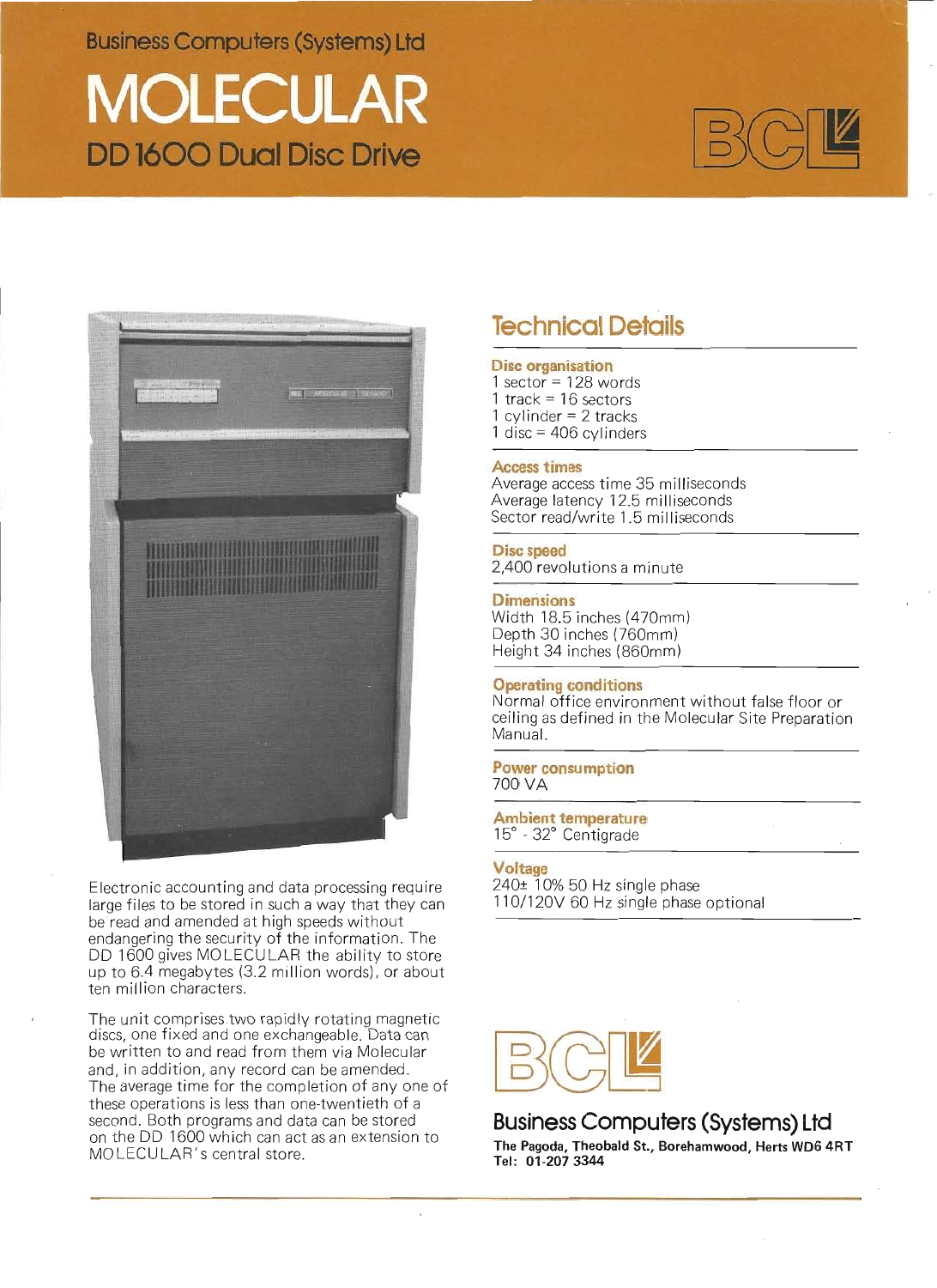Business Computers (Systems) Ltd

# MOLECULAR

## DD 1600 Dual Disc Drive

Electronic accounting and data processing require large files to be stored in such a way that they can be read and amended at high speeds without endangering the security of the information. The DD 1600 gives MOLECULAR the ability to store up to 6.4 megabytes (3.2 million words), or about ten million characters.

The unit comprises two rapidly rotating magnetic discs, one fixed and one exchangeable. Data can be written to and read from them via Molecular and, in addition, any record can be amended. The average time for the completion of any one of these operations is less than one-twentieth of a second. Both programs and data can be stored on the DD 1600 which can act as an extension to MOLECULAR's central store.

## Technical Details

**Disc organisation**
1 sector = 128 words
1 track = 16 sectors
1 cylinder = 2 tracks
1 disc = 406 cylinders

**Access times**
Average access time 35 milliseconds
Average latency 12.5 milliseconds
Sector read/write 1.5 milliseconds

**Disc speed**
2,400 revolutions a minute

**Dimensions**
Width 18.5 inches (470mm)
Depth 30 inches (760mm)
Height 34 inches (860mm)

**Operating conditions**
Normal office environment without false floor or ceiling as defined in the Molecular Site Preparation Manual.

**Power consumption**
700 VA

**Ambient temperature**
15° - 32° Centigrade

**Voltage**
240± 10% 50 Hz single phase
110/120V 60 Hz single phase optional

BCL

**Business Computers (Systems) Ltd**
The Pagoda, Theobald St., Borehamwood, Herts WD6 4RT
Tel: 01-207 3344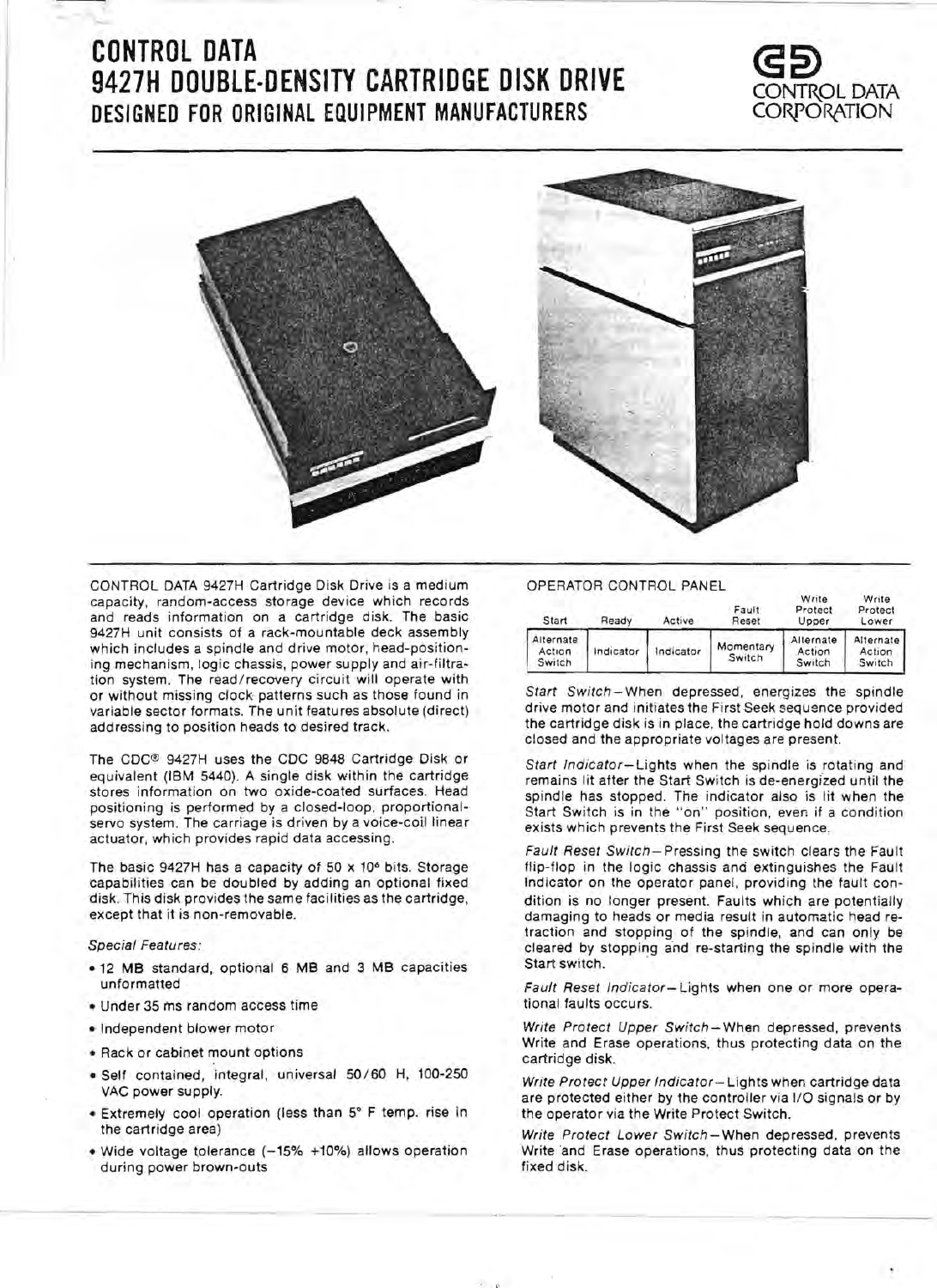# CONTROL DATA 9427H DOUBLE-DENSITY CARTRIDGE DISK DRIVE

## DESIGNED FOR ORIGINAL EQUIPMENT MANUFACTURERS

CONTROL DATA CORPORATION

CONTROL DATA 9427H Cartridge Disk Drive is a medium capacity, random-access storage device which records and reads information on a cartridge disk. The basic 9427H unit consists of a rack-mountable deck assembly which includes a spindle and drive motor, head-positioning mechanism, logic chassis, power supply and air-filtration system. The read/recovery circuit will operate with or without missing clock patterns such as those found in variable sector formats. The unit features absolute (direct) addressing to position heads to desired track.

The CDC® 9427H uses the CDC 9848 Cartridge Disk or equivalent (IBM 5440). A single disk within the cartridge stores information on two oxide-coated surfaces. Head positioning is performed by a closed-loop, proportional-servo system. The carriage is driven by a voice-coil linear actuator, which provides rapid data accessing.

The basic 9427H has a capacity of 50 x $10^6$ bits. Storage capabilities can be doubled by adding an optional fixed disk. This disk provides the same facilities as the cartridge, except that it is non-removable.

*Special Features:*

- 12 MB standard, optional 6 MB and 3 MB capacities unformatted
- Under 35 ms random access time
- Independent blower motor
- Rack or cabinet mount options
- Self contained, integral, universal 50/60 H, 100-250 VAC power supply.
- Extremely cool operation (less than 5° F temp. rise in the cartridge area)
- Wide voltage tolerance (−15% +10%) allows operation during power brown-outs

OPERATOR CONTROL PANEL

| Start | Ready | Active | Fault Reset | Write Protect Upper | Write Protect Lower |
|---|---|---|---|---|---|
| Alternate Action Switch | Indicator | Indicator | Momentary Switch | Alternate Action Switch | Alternate Action Switch |

*Start Switch*—When depressed, energizes the spindle drive motor and initiates the First Seek sequence provided the cartridge disk is in place, the cartridge hold downs are closed and the appropriate voltages are present.

*Start Indicator*—Lights when the spindle is rotating and remains lit after the Start Switch is de-energized until the spindle has stopped. The indicator also is lit when the Start Switch is in the "on" position, even if a condition exists which prevents the First Seek sequence.

*Fault Reset Switch*—Pressing the switch clears the Fault flip-flop in the logic chassis and extinguishes the Fault Indicator on the operator panel, providing the fault condition is no longer present. Faults which are potentially damaging to heads or media result in automatic head retraction and stopping of the spindle, and can only be cleared by stopping and re-starting the spindle with the Start switch.

*Fault Reset Indicator*—Lights when one or more operational faults occurs.

*Write Protect Upper Switch*—When depressed, prevents Write and Erase operations, thus protecting data on the cartridge disk.

*Write Protect Upper Indicator*—Lights when cartridge data are protected either by the controller via I/O signals or by the operator via the Write Protect Switch.

*Write Protect Lower Switch*—When depressed, prevents Write and Erase operations, thus protecting data on the fixed disk.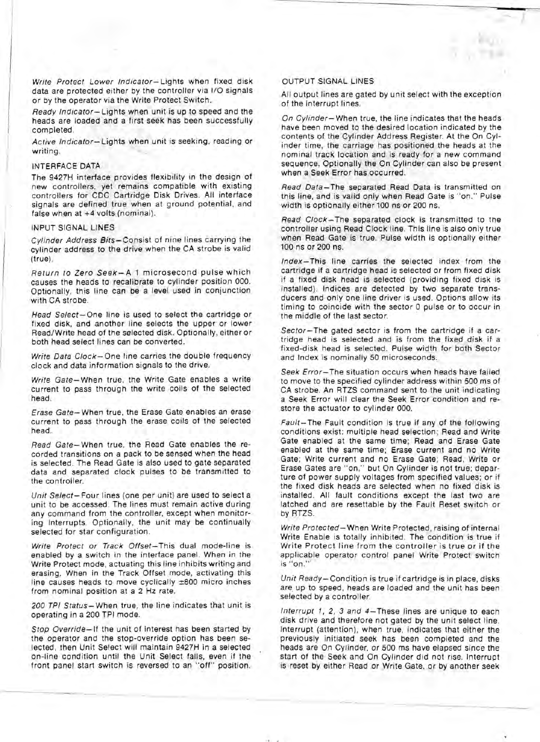*Write Protect Lower Indicator*—Lights when fixed disk data are protected either by the controller via I/O signals or by the operator via the Write Protect Switch.

*Ready Indicator*—Lights when unit is up to speed and the heads are loaded and a first seek has been successfully completed.

*Active Indicator*—Lights when unit is seeking, reading or writing.

## INTERFACE DATA

The 9427H interface provides flexibility in the design of new controllers, yet remains compatible with existing controllers for CDC Cartridge Disk Drives. All interface signals are defined true when at ground potential, and false when at +4 volts (nominal).

## INPUT SIGNAL LINES

*Cylinder Address Bits*—Consist of nine lines carrying the cylinder address to the drive when the CA strobe is valid (true).

*Return to Zero Seek*—A 1 microsecond pulse which causes the heads to recalibrate to cylinder position 000. Optionally, this line can be a level used in conjunction with CA strobe.

*Head Select*—One line is used to select the cartridge or fixed disk, and another line selects the upper or lower Read/Write head of the selected disk. Optionally, either or both head select lines can be converted.

*Write Data Clock*—One line carries the double frequency clock and data information signals to the drive.

*Write Gate*—When true, the Write Gate enables a write current to pass through the write coils of the selected head.

*Erase Gate*—When true, the Erase Gate enables an erase current to pass through the erase coils of the selected head.

*Read Gate*—When true, the Read Gate enables the recorded transitions on a pack to be sensed when the head is selected. The Read Gate is also used to gate separated data and separated clock pulses to be transmitted to the controller.

*Unit Select*—Four lines (one per unit) are used to select a unit to be accessed. The lines must remain active during any command from the controller, except when monitoring Interrupts. Optionally, the unit may be continually selected for star configuration.

*Write Protect or Track Offset*—This dual mode-line is enabled by a switch in the interface panel. When in the Write Protect mode, actuating this line inhibits writing and erasing. When in the Track Offset mode, activating this line causes heads to move cyclically ±800 micro inches from nominal position at a 2 Hz rate.

*200 TPI Status*—When true, the line indicates that unit is operating in a 200 TPI mode.

*Stop Override*—If the unit of interest has been started by the operator and the stop-override option has been selected, then Unit Select will maintain 9427H in a selected on-line condition until the Unit Select falls, even if the front panel start switch is reversed to an "off" position.

## OUTPUT SIGNAL LINES

All output lines are gated by unit select with the exception of the Interrupt lines.

*On Cylinder*—When true, the line indicates that the heads have been moved to the desired location indicated by the contents of the Cylinder Address Register. At the On Cylinder time, the carriage has positioned the heads at the nominal track location and is ready for a new command sequence. Optionally the On Cylinder can also be present when a Seek Error has occurred.

*Read Data*—The separated Read Data is transmitted on this line, and is valid only when Read Gate is "on." Pulse width is optionally either 100 ns or 200 ns.

*Read Clock*—The separated clock is transmitted to the controller using Read Clock line. This line is also only true when Read Gate is true. Pulse width is optionally either 100 ns or 200 ns.

*Index*—This line carries the selected index from the cartridge if a cartridge head is selected or from fixed disk if a fixed disk head is selected (providing fixed disk is installed). Indices are detected by two separate transducers and only one line driver is used. Options allow its timing to coincide with the sector 0 pulse or to occur in the middle of the last sector.

*Sector*—The gated sector is from the cartridge if a cartridge head is selected and is from the fixed disk if a fixed-disk head is selected. Pulse width for both Sector and Index is nominally 50 microseconds.

*Seek Error*—The situation occurs when heads have failed to move to the specified cylinder address within 500 ms of CA strobe. An RTZS command sent to the unit indicating a Seek Error will clear the Seek Error condition and restore the actuator to cylinder 000.

*Fault*—The Fault condition is true if any of the following conditions exist: multiple head selection; Read and Write Gate enabled at the same time; Read and Erase Gate enabled at the same time; Erase current and no Write Gate; Write current and no Erase Gate; Read, Write or Erase Gates are "on," but On Cylinder is not true; departure of power supply voltages from specified values; or if the fixed disk heads are selected when no fixed disk is installed. All fault conditions except the last two are latched and are resettable by the Fault Reset switch or by RTZS.

*Write Protected*—When Write Protected, raising of internal Write Enable is totally inhibited. The condition is true if Write Protect line from the controller is true or if the applicable operator control panel Write Protect switch is "on."

*Unit Ready*—Condition is true if cartridge is in place, disks are up to speed, heads are loaded and the unit has been selected by a controller.

*Interrupt 1, 2, 3 and 4*—These lines are unique to each disk drive and therefore not gated by the unit select line. Interrupt (attention), when true, indicates that either the previously initiated seek has been completed and the heads are On Cylinder, or 500 ms have elapsed since the start of the Seek and On Cylinder did not rise. Interrupt is reset by either Read or Write Gate, or by another seek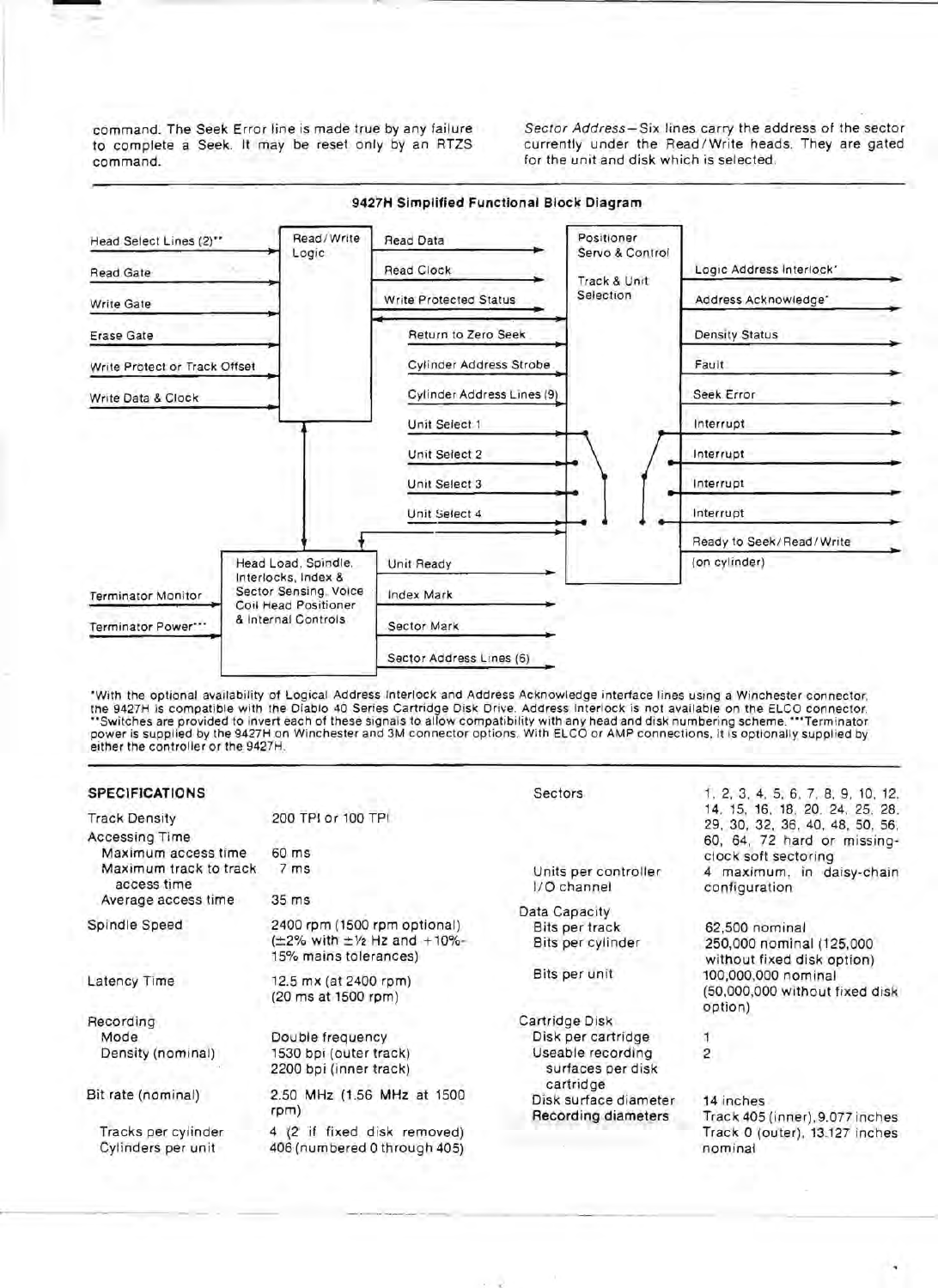command. The Seek Error line is made true by any failure to complete a Seek. It may be reset only by an RTZS command.

*Sector Address*—Six lines carry the address of the sector currently under the Read/Write heads. They are gated for the unit and disk which is selected.

### 9427H Simplified Functional Block Diagram

**Read/Write Logic**

Inputs: Head Select Lines (2)**, Read Gate, Write Gate, Erase Gate, Write Protect or Track Offset, Write Data & Clock

Outputs: Read Data, Read Clock, Write Protected Status

**Positioner Servo & Control / Track & Unit Selection**

Inputs: Return to Zero Seek, Cylinder Address Strobe, Cylinder Address Lines (9), Unit Select 1, Unit Select 2, Unit Select 3, Unit Select 4

Outputs: Logic Address Interlock*, Address Acknowledge*, Density Status, Fault, Seek Error, Interrupt, Interrupt, Interrupt, Interrupt, Ready to Seek/Read/Write (on cylinder)

**Head Load, Spindle, Interlocks, Index & Sector Sensing, Voice Coil Head Positioner & Internal Controls**

Inputs: Terminator Monitor, Terminator Power***

Outputs: Unit Ready, Index Mark, Sector Mark, Sector Address Lines (6)

*With the optional availability of Logical Address Interlock and Address Acknowledge interface lines using a Winchester connector, the 9427H is compatible with the Diablo 40 Series Cartridge Disk Drive. Address Interlock is not available on the ELCO connector. **Switches are provided to invert each of these signals to allow compatibility with any head and disk numbering scheme. ***Terminator power is supplied by the 9427H on Winchester and 3M connector options. With ELCO or AMP connections, it is optionally supplied by either the controller or the 9427H.

## SPECIFICATIONS

| | |
|---|---|
| Track Density | 200 TPI or 100 TPI |
| Accessing Time | |
| Maximum access time | 60 ms |
| Maximum track to track access time | 7 ms |
| Average access time | 35 ms |
| Spindle Speed | 2400 rpm (1500 rpm optional) (±2% with ±½ Hz and +10%-15% mains tolerances) |
| Latency Time | 12.5 mx (at 2400 rpm) (20 ms at 1500 rpm) |
| Recording | |
| Mode | Double frequency |
| Density (nominal) | 1530 bpi (outer track) 2200 bpi (inner track) |
| Bit rate (nominal) | 2.50 MHz (1.56 MHz at 1500 rpm) |
| Tracks per cylinder | 4 (2 if fixed disk removed) |
| Cylinders per unit | 406 (numbered 0 through 405) |
| Sectors | 1, 2, 3, 4, 5, 6, 7, 8, 9, 10, 12, 14, 15, 16, 18, 20, 24, 25, 28, 29, 30, 32, 36, 40, 48, 50, 56, 60, 64, 72 hard or missing-clock soft sectoring |
| Units per controller I/O channel | 4 maximum, in daisy-chain configuration |
| Data Capacity | |
| Bits per track | 62,500 nominal |
| Bits per cylinder | 250,000 nominal (125,000 without fixed disk option) |
| Bits per unit | 100,000,000 nominal (50,000,000 without fixed disk option) |
| Cartridge Disk | |
| Disk per cartridge | 1 |
| Useable recording surfaces per disk cartridge | 2 |
| Disk surface diameter | 14 inches |
| Recording diameters | Track 405 (inner), 9.077 inches Track 0 (outer), 13.127 inches nominal |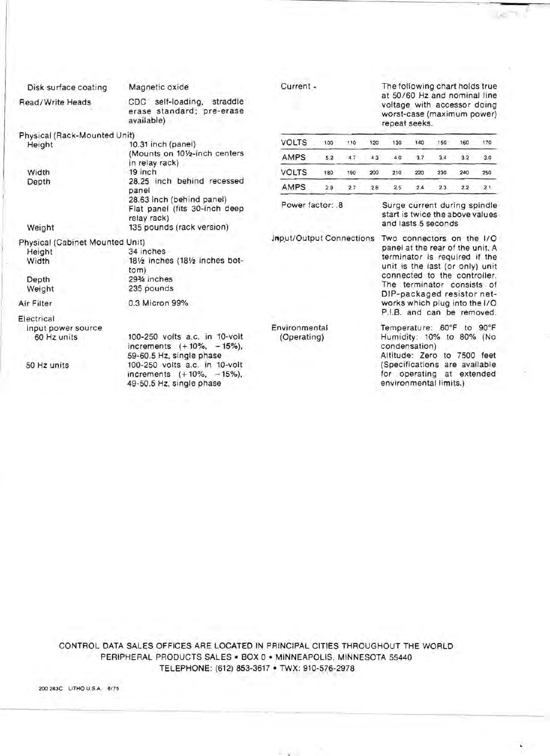| | |
|---|---|
| Disk surface coating | Magnetic oxide |
| Read/Write Heads | CDC self-loading, straddle erase standard; pre-erase available) |

Physical (Rack-Mounted Unit)

| | |
|---|---|
| Height | 10.31 inch (panel) (Mounts on 10½-inch centers in relay rack) |
| Width | 19 inch |
| Depth | 28.25 inch behind recessed panel<br>28.63 inch (behind panel) Flat panel (fits 30-inch deep relay rack) |
| Weight | 135 pounds (rack version) |

Physical (Cabinet Mounted Unit)

| | |
|---|---|
| Height | 34 inches |
| Width | 18½ inches (18½ inches bottom) |
| Depth | 29¾ inches |
| Weight | 235 pounds |

| | |
|---|---|
| Air Filter | 0.3 Micron 99% |

Electrical

Input power source

| | |
|---|---|
| 60 Hz units | 100-250 volts a.c. in 10-volt increments (+10%, −15%), 59-60.5 Hz, single phase |
| 50 Hz units | 100-250 volts a.c. in 10-volt increments (+10%, −15%), 49-50.5 Hz, single phase |

Current - The following chart holds true at 50/60 Hz and nominal line voltage with accessor doing worst-case (maximum power) repeat seeks.

| | | | | | | | | |
|---|---|---|---|---|---|---|---|---|
| VOLTS | 100 | 110 | 120 | 130 | 140 | 150 | 160 | 170 |
| AMPS | 5.2 | 4.7 | 4.3 | 4.0 | 3.7 | 3.4 | 3.2 | 3.0 |
| VOLTS | 180 | 190 | 200 | 210 | 220 | 230 | 240 | 250 |
| AMPS | 2.9 | 2.7 | 2.6 | 2.5 | 2.4 | 2.3 | 2.2 | 2.1 |

| | |
|---|---|
| Power factor: .8 | Surge current during spindle start is twice the above values and lasts 5 seconds |
| Input/Output Connections | Two connectors on the I/O panel at the rear of the unit. A terminator is required if the unit is the last (or only) unit connected to the controller. The terminator consists of DIP-packaged resistor networks which plug into the I/O P.I.B. and can be removed. |
| Environmental (Operating) | Temperature: 60°F to 90°F<br>Humidity: 10% to 80% (No condensation)<br>Altitude: Zero to 7500 feet<br>(Specifications are available for operating at extended environmental limits.) |

CONTROL DATA SALES OFFICES ARE LOCATED IN PRINCIPAL CITIES THROUGHOUT THE WORLD
PERIPHERAL PRODUCTS SALES • BOX 0 • MINNEAPOLIS, MINNESOTA 55440
TELEPHONE: (612) 853-3617 • TWX: 910-576-2978

200 283C LITHO U.S.A. 8/75